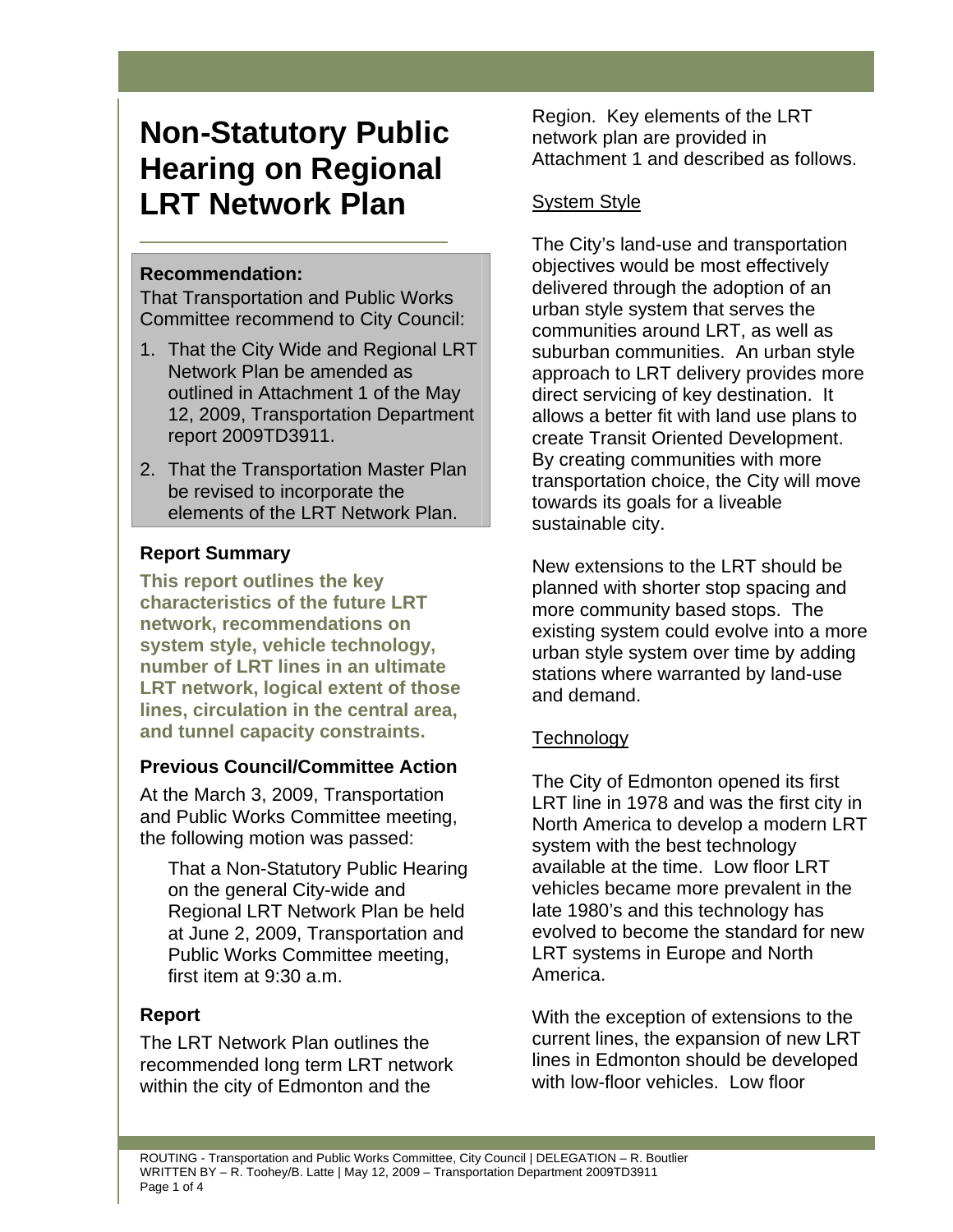# Non-Statutory Public Hearing on Regional LRT Network Plan

**Recommendation:**

That Transportation and Public Works Committee recommend to City Council:

1. That the City Wide and Regional LRT Network Plan be amended as outlined in Attachment 1 of the May 12, 2009, Transportation Department report 2009TD3911.
2. That the Transportation Master Plan be revised to incorporate the elements of the LRT Network Plan.

### Report Summary

**This report outlines the key characteristics of the future LRT network, recommendations on system style, vehicle technology, number of LRT lines in an ultimate LRT network, logical extent of those lines, circulation in the central area, and tunnel capacity constraints.**

### Previous Council/Committee Action

At the March 3, 2009, Transportation and Public Works Committee meeting, the following motion was passed:

> That a Non-Statutory Public Hearing on the general City-wide and Regional LRT Network Plan be held at June 2, 2009, Transportation and Public Works Committee meeting, first item at 9:30 a.m.

### Report

The LRT Network Plan outlines the recommended long term LRT network within the city of Edmonton and the Region. Key elements of the LRT network plan are provided in Attachment 1 and described as follows.

System Style

The City's land-use and transportation objectives would be most effectively delivered through the adoption of an urban style system that serves the communities around LRT, as well as suburban communities. An urban style approach to LRT delivery provides more direct servicing of key destination. It allows a better fit with land use plans to create Transit Oriented Development. By creating communities with more transportation choice, the City will move towards its goals for a liveable sustainable city.

New extensions to the LRT should be planned with shorter stop spacing and more community based stops. The existing system could evolve into a more urban style system over time by adding stations where warranted by land-use and demand.

Technology

The City of Edmonton opened its first LRT line in 1978 and was the first city in North America to develop a modern LRT system with the best technology available at the time. Low floor LRT vehicles became more prevalent in the late 1980's and this technology has evolved to become the standard for new LRT systems in Europe and North America.

With the exception of extensions to the current lines, the expansion of new LRT lines in Edmonton should be developed with low-floor vehicles. Low floor

ROUTING - Transportation and Public Works Committee, City Council | DELEGATION – R. Boutlier
WRITTEN BY – R. Toohey/B. Latte | May 12, 2009 – Transportation Department 2009TD3911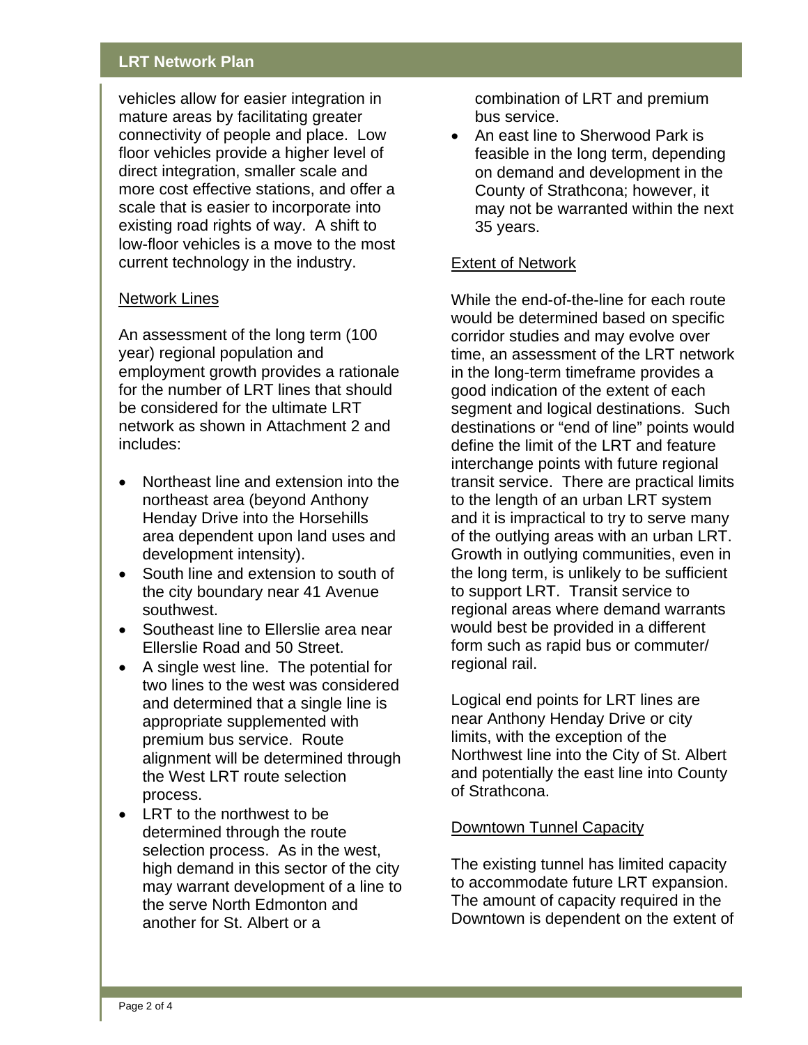vehicles allow for easier integration in mature areas by facilitating greater connectivity of people and place. Low floor vehicles provide a higher level of direct integration, smaller scale and more cost effective stations, and offer a scale that is easier to incorporate into existing road rights of way. A shift to low-floor vehicles is a move to the most current technology in the industry.

## Network Lines

An assessment of the long term (100 year) regional population and employment growth provides a rationale for the number of LRT lines that should be considered for the ultimate LRT network as shown in Attachment 2 and includes:

- Northeast line and extension into the northeast area (beyond Anthony Henday Drive into the Horsehills area dependent upon land uses and development intensity).
- South line and extension to south of the city boundary near 41 Avenue southwest.
- Southeast line to Ellerslie area near Ellerslie Road and 50 Street.
- A single west line. The potential for two lines to the west was considered and determined that a single line is appropriate supplemented with premium bus service. Route alignment will be determined through the West LRT route selection process.
- LRT to the northwest to be determined through the route selection process. As in the west, high demand in this sector of the city may warrant development of a line to the serve North Edmonton and another for St. Albert or a combination of LRT and premium bus service.
- An east line to Sherwood Park is feasible in the long term, depending on demand and development in the County of Strathcona; however, it may not be warranted within the next 35 years.

## Extent of Network

While the end-of-the-line for each route would be determined based on specific corridor studies and may evolve over time, an assessment of the LRT network in the long-term timeframe provides a good indication of the extent of each segment and logical destinations. Such destinations or "end of line" points would define the limit of the LRT and feature interchange points with future regional transit service. There are practical limits to the length of an urban LRT system and it is impractical to try to serve many of the outlying areas with an urban LRT. Growth in outlying communities, even in the long term, is unlikely to be sufficient to support LRT. Transit service to regional areas where demand warrants would best be provided in a different form such as rapid bus or commuter/ regional rail.

Logical end points for LRT lines are near Anthony Henday Drive or city limits, with the exception of the Northwest line into the City of St. Albert and potentially the east line into County of Strathcona.

## Downtown Tunnel Capacity

The existing tunnel has limited capacity to accommodate future LRT expansion. The amount of capacity required in the Downtown is dependent on the extent of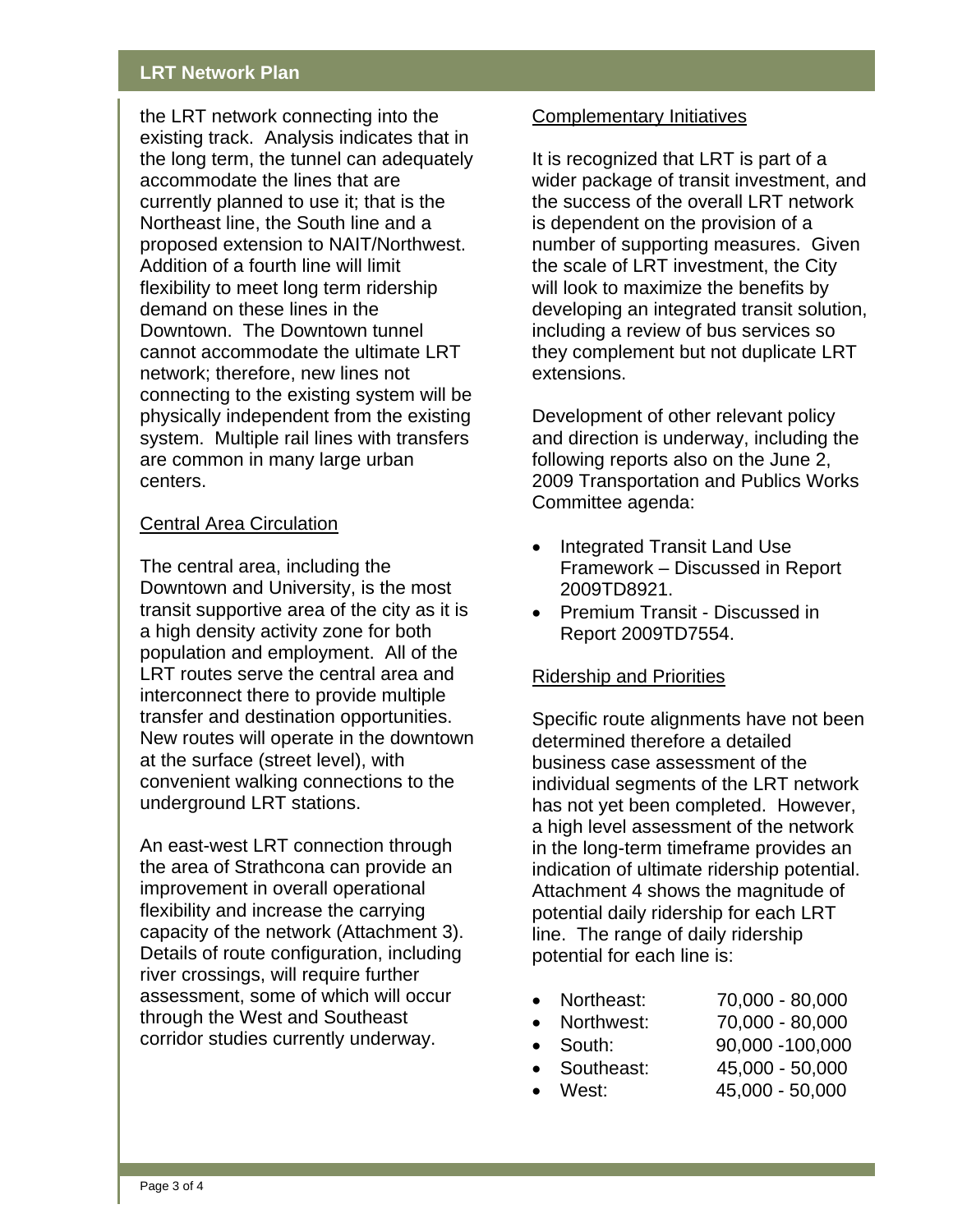the LRT network connecting into the existing track. Analysis indicates that in the long term, the tunnel can adequately accommodate the lines that are currently planned to use it; that is the Northeast line, the South line and a proposed extension to NAIT/Northwest. Addition of a fourth line will limit flexibility to meet long term ridership demand on these lines in the Downtown. The Downtown tunnel cannot accommodate the ultimate LRT network; therefore, new lines not connecting to the existing system will be physically independent from the existing system. Multiple rail lines with transfers are common in many large urban centers.

## Central Area Circulation

The central area, including the Downtown and University, is the most transit supportive area of the city as it is a high density activity zone for both population and employment. All of the LRT routes serve the central area and interconnect there to provide multiple transfer and destination opportunities. New routes will operate in the downtown at the surface (street level), with convenient walking connections to the underground LRT stations.

An east-west LRT connection through the area of Strathcona can provide an improvement in overall operational flexibility and increase the carrying capacity of the network (Attachment 3). Details of route configuration, including river crossings, will require further assessment, some of which will occur through the West and Southeast corridor studies currently underway.

## Complementary Initiatives

It is recognized that LRT is part of a wider package of transit investment, and the success of the overall LRT network is dependent on the provision of a number of supporting measures. Given the scale of LRT investment, the City will look to maximize the benefits by developing an integrated transit solution, including a review of bus services so they complement but not duplicate LRT extensions.

Development of other relevant policy and direction is underway, including the following reports also on the June 2, 2009 Transportation and Publics Works Committee agenda:

- Integrated Transit Land Use Framework – Discussed in Report 2009TD8921.
- Premium Transit - Discussed in Report 2009TD7554.

## Ridership and Priorities

Specific route alignments have not been determined therefore a detailed business case assessment of the individual segments of the LRT network has not yet been completed. However, a high level assessment of the network in the long-term timeframe provides an indication of ultimate ridership potential. Attachment 4 shows the magnitude of potential daily ridership for each LRT line. The range of daily ridership potential for each line is:

- Northeast: 70,000 - 80,000
- Northwest: 70,000 - 80,000
- South: 90,000 -100,000
- Southeast: 45,000 - 50,000
- West: 45,000 - 50,000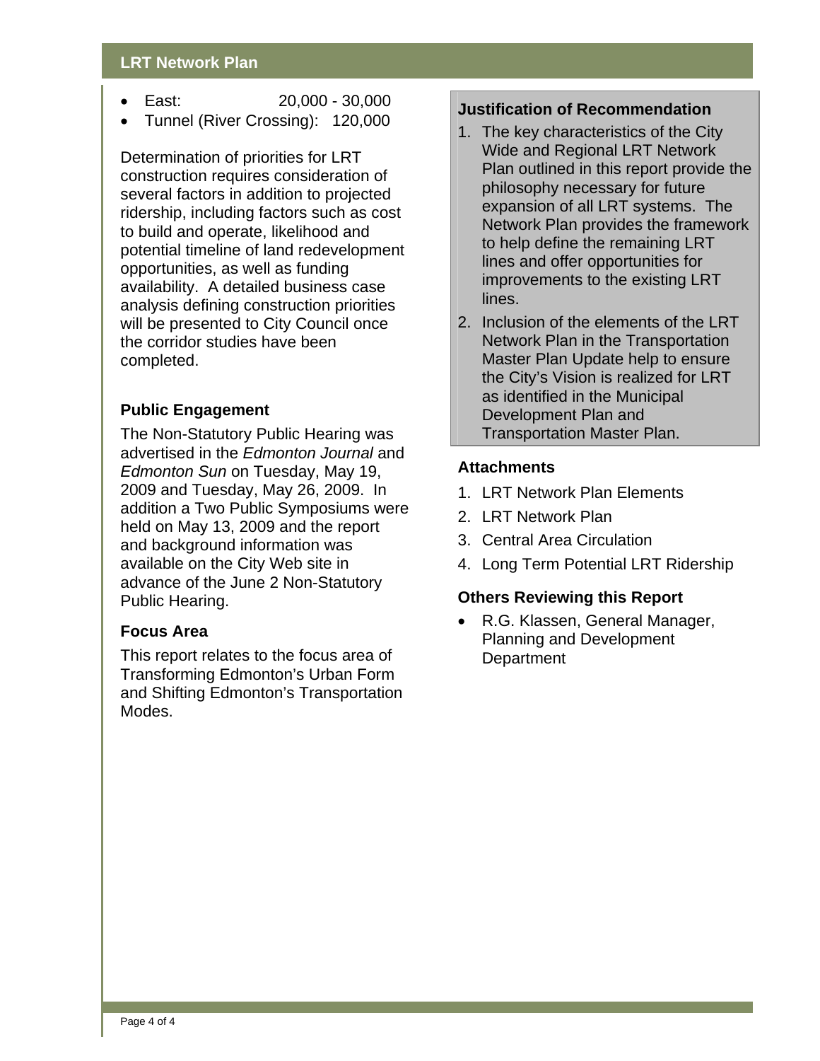- East: 20,000 - 30,000
- Tunnel (River Crossing): 120,000

Determination of priorities for LRT construction requires consideration of several factors in addition to projected ridership, including factors such as cost to build and operate, likelihood and potential timeline of land redevelopment opportunities, as well as funding availability. A detailed business case analysis defining construction priorities will be presented to City Council once the corridor studies have been completed.

### Public Engagement

The Non-Statutory Public Hearing was advertised in the *Edmonton Journal* and *Edmonton Sun* on Tuesday, May 19, 2009 and Tuesday, May 26, 2009. In addition a Two Public Symposiums were held on May 13, 2009 and the report and background information was available on the City Web site in advance of the June 2 Non-Statutory Public Hearing.

### Focus Area

This report relates to the focus area of Transforming Edmonton's Urban Form and Shifting Edmonton's Transportation Modes.

### Justification of Recommendation

1. The key characteristics of the City Wide and Regional LRT Network Plan outlined in this report provide the philosophy necessary for future expansion of all LRT systems. The Network Plan provides the framework to help define the remaining LRT lines and offer opportunities for improvements to the existing LRT lines.
2. Inclusion of the elements of the LRT Network Plan in the Transportation Master Plan Update help to ensure the City's Vision is realized for LRT as identified in the Municipal Development Plan and Transportation Master Plan.

### Attachments

1. LRT Network Plan Elements
2. LRT Network Plan
3. Central Area Circulation
4. Long Term Potential LRT Ridership

### Others Reviewing this Report

- R.G. Klassen, General Manager, Planning and Development Department